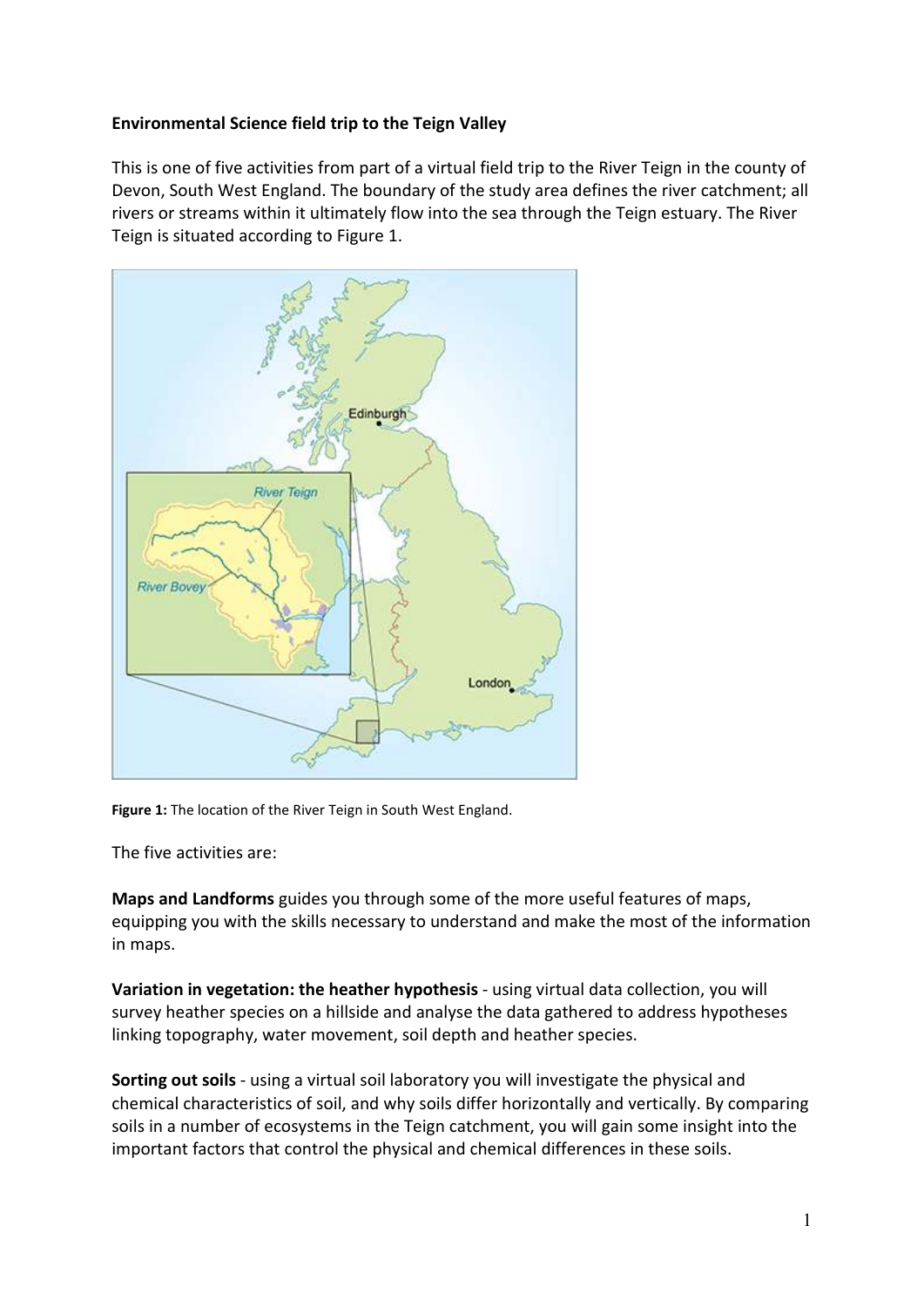**Environmental Science field trip to the Teign Valley**

This is one of five activities from part of a virtual field trip to the River Teign in the county of Devon, South West England. The boundary of the study area defines the river catchment; all rivers or streams within it ultimately flow into the sea through the Teign estuary. The River Teign is situated according to Figure 1.

**Figure 1:** The location of the River Teign in South West England.

The five activities are:

**Maps and Landforms** guides you through some of the more useful features of maps, equipping you with the skills necessary to understand and make the most of the information in maps.

**Variation in vegetation: the heather hypothesis** - using virtual data collection, you will survey heather species on a hillside and analyse the data gathered to address hypotheses linking topography, water movement, soil depth and heather species.

**Sorting out soils** - using a virtual soil laboratory you will investigate the physical and chemical characteristics of soil, and why soils differ horizontally and vertically. By comparing soils in a number of ecosystems in the Teign catchment, you will gain some insight into the important factors that control the physical and chemical differences in these soils.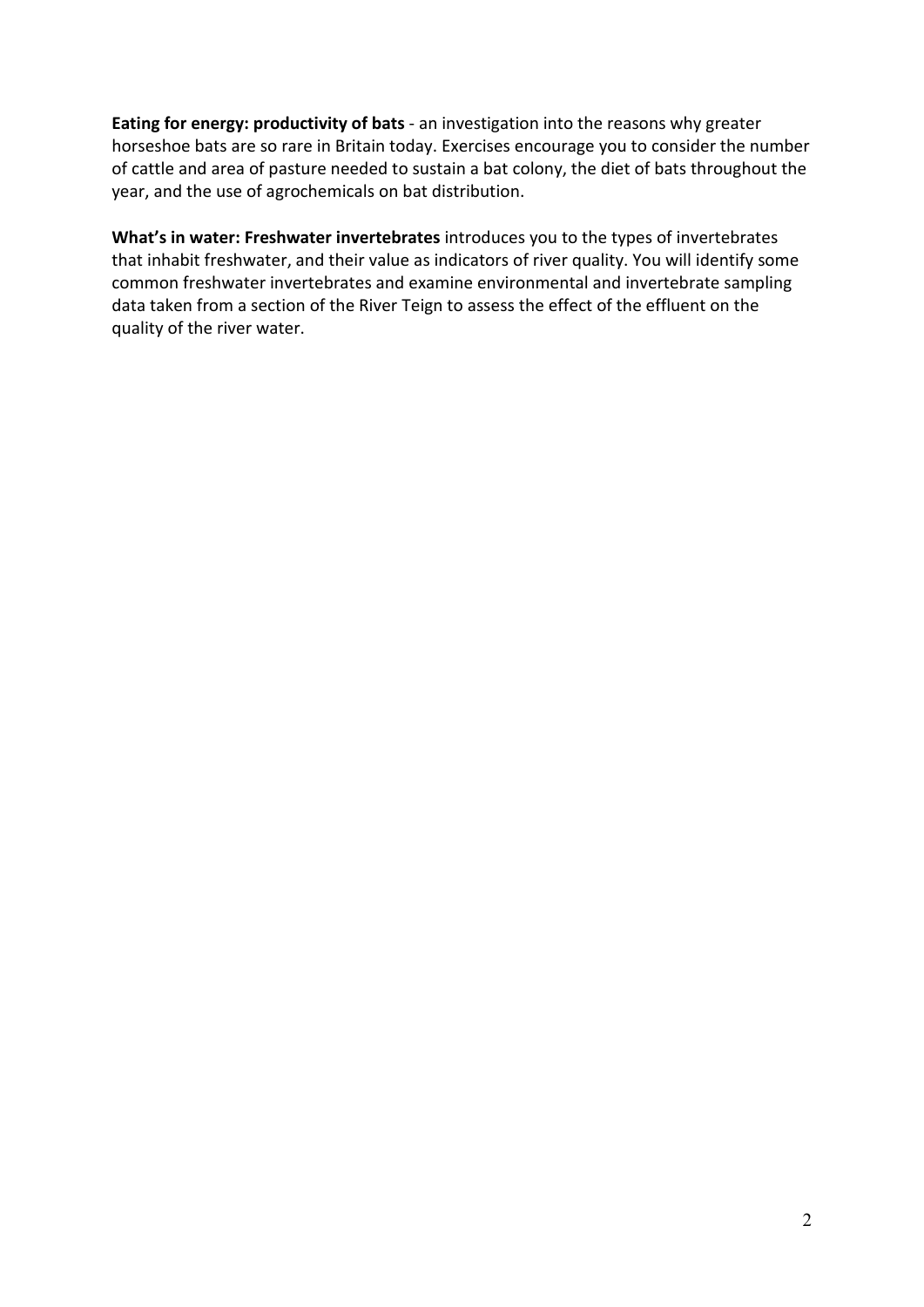**Eating for energy: productivity of bats** - an investigation into the reasons why greater horseshoe bats are so rare in Britain today. Exercises encourage you to consider the number of cattle and area of pasture needed to sustain a bat colony, the diet of bats throughout the year, and the use of agrochemicals on bat distribution.

**What's in water: Freshwater invertebrates** introduces you to the types of invertebrates that inhabit freshwater, and their value as indicators of river quality. You will identify some common freshwater invertebrates and examine environmental and invertebrate sampling data taken from a section of the River Teign to assess the effect of the effluent on the quality of the river water.